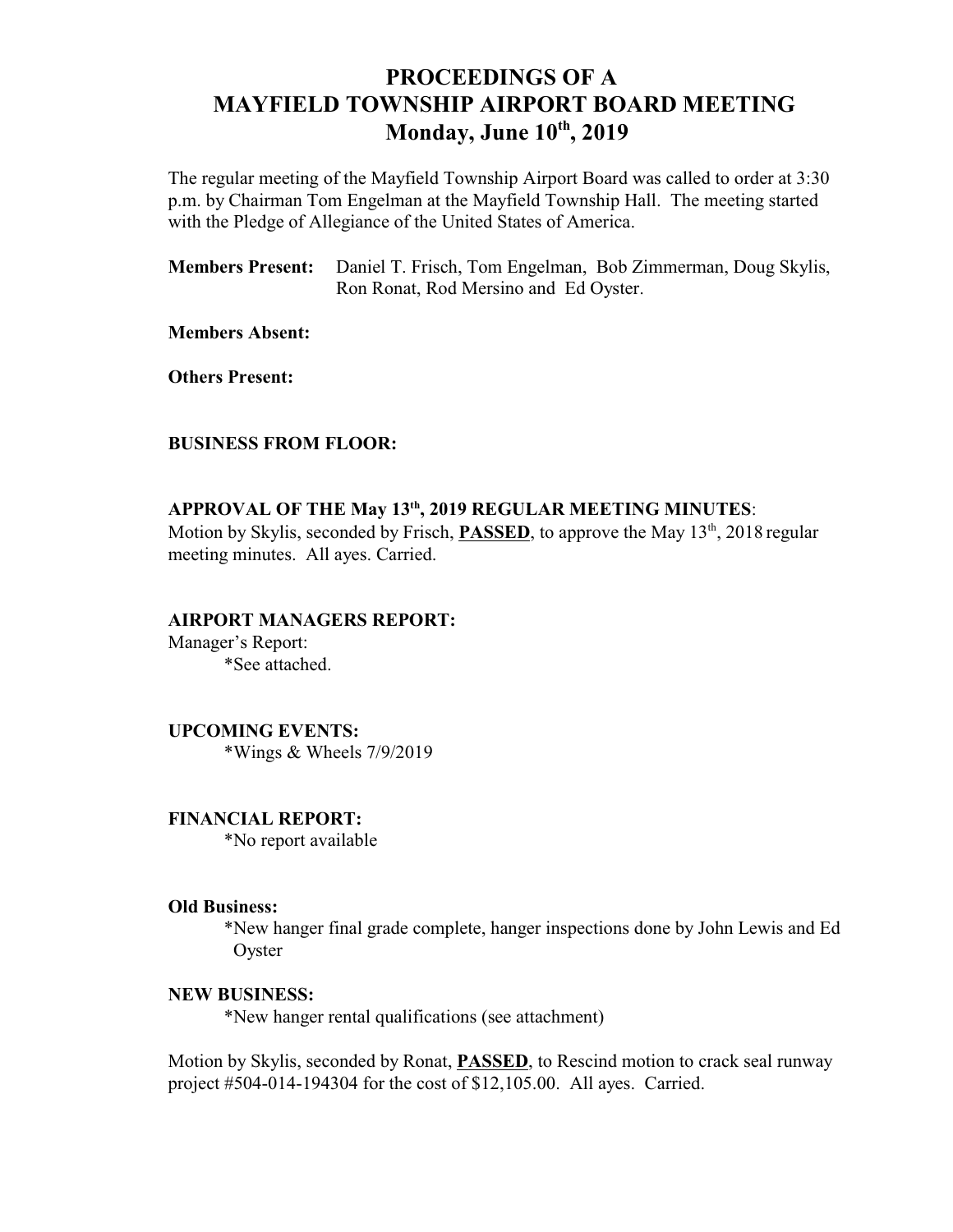# PROCEEDINGS OF A MAYFIELD TOWNSHIP AIRPORT BOARD MEETING
## Monday, June 10th, 2019

The regular meeting of the Mayfield Township Airport Board was called to order at 3:30 p.m. by Chairman Tom Engelman at the Mayfield Township Hall. The meeting started with the Pledge of Allegiance of the United States of America.

**Members Present:** Daniel T. Frisch, Tom Engelman, Bob Zimmerman, Doug Skylis, Ron Ronat, Rod Mersino and Ed Oyster.

**Members Absent:**

**Others Present:**

**BUSINESS FROM FLOOR:**

**APPROVAL OF THE May 13th, 2019 REGULAR MEETING MINUTES**:

Motion by Skylis, seconded by Frisch, **PASSED**, to approve the May 13th, 2018 regular meeting minutes. All ayes. Carried.

**AIRPORT MANAGERS REPORT:**

Manager's Report:

*See attached.

**UPCOMING EVENTS:**

*Wings & Wheels 7/9/2019

**FINANCIAL REPORT:**

*No report available

**Old Business:**

*New hanger final grade complete, hanger inspections done by John Lewis and Ed Oyster

**NEW BUSINESS:**

*New hanger rental qualifications (see attachment)

Motion by Skylis, seconded by Ronat, **PASSED**, to Rescind motion to crack seal runway project #504-014-194304 for the cost of $12,105.00. All ayes. Carried.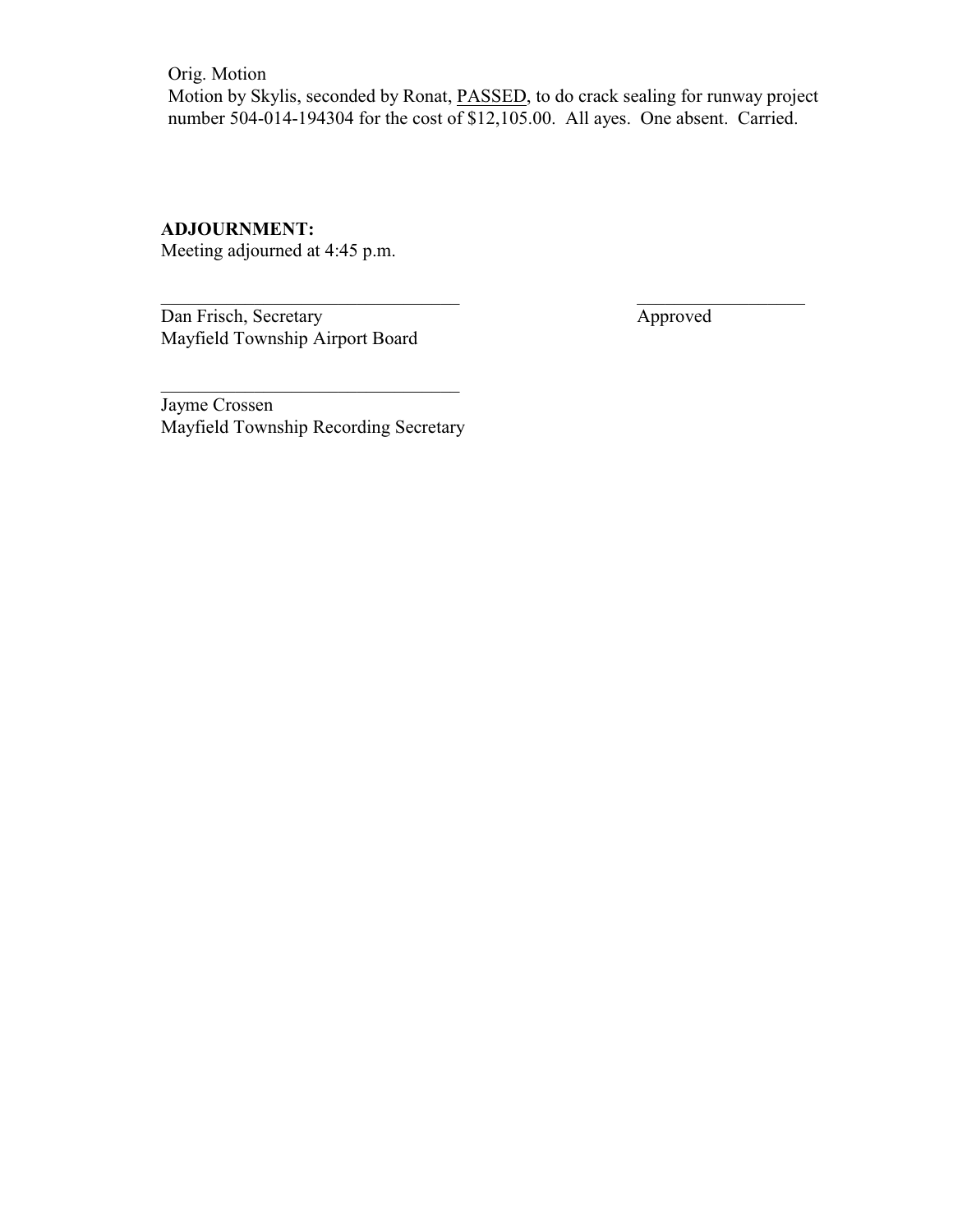Orig. Motion
Motion by Skylis, seconded by Ronat, PASSED, to do crack sealing for runway project number 504-014-194304 for the cost of $12,105.00. All ayes. One absent. Carried.

**ADJOURNMENT:**
Meeting adjourned at 4:45 p.m.

_________________________________ ___________________
Dan Frisch, Secretary Approved
Mayfield Township Airport Board

_________________________________
Jayme Crossen
Mayfield Township Recording Secretary